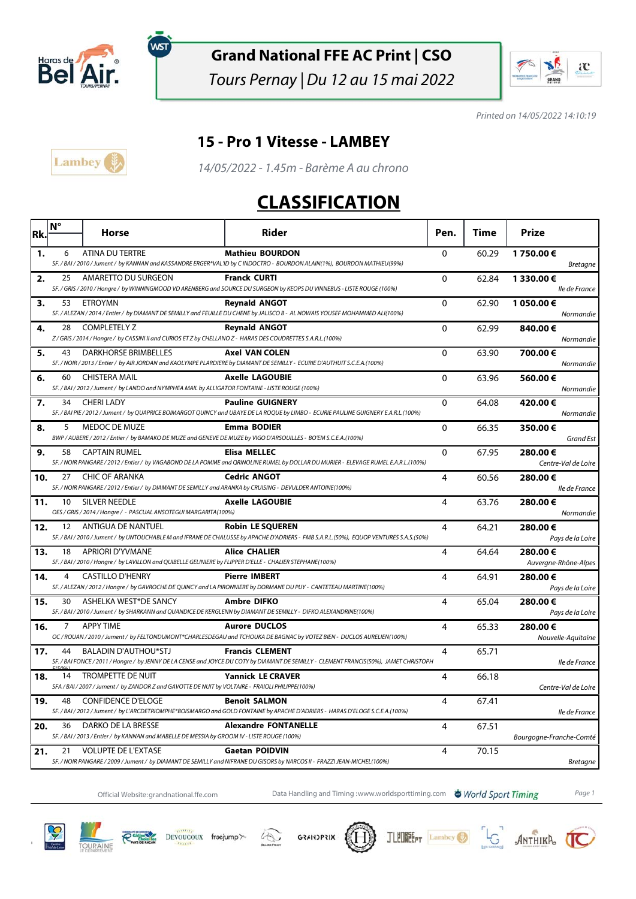# Grand National FFE AC Print | CSO

*Tours Pernay | Du 12 au 15 mai 2022*

*Printed on 14/05/2022 14:10:19*

## 15 - Pro 1 Vitesse - LAMBEY

*14/05/2022 - 1.45m - Barème A au chrono*

# CLASSIFICATION

| Rk. | N° | Horse | Rider | Pen. | Time | Prize |
|---|---|---|---|---|---|---|
| 1. | 6 | ATINA DU TERTRE<br>*SF. / BAI / 2010 / Jument / by KANNAN and KASSANDRE ERGER*VAL'ID by C INDOCTRO - BOURDON ALAIN(1%), BOURDON MATHIEU(99%)* | **Mathieu BOURDON** | 0 | 60.29 | **1 750.00 €**<br>*Bretagne* |
| 2. | 25 | AMARETTO DU SURGEON<br>*SF. / GRIS / 2010 / Hongre / by WINNINGMOOD VD ARENBERG and SOURCE DU SURGEON by KEOPS DU VINNEBUS - LISTE ROUGE (100%)* | **Franck CURTI** | 0 | 62.84 | **1 330.00 €**<br>*Ile de France* |
| 3. | 53 | ETROYMN<br>*SF. / ALEZAN / 2014 / Entier / by DIAMANT DE SEMILLY and FEUILLE DU CHENE by JALISCO B - AL NOWAIS YOUSEF MOHAMMED ALI(100%)* | **Reynald ANGOT** | 0 | 62.90 | **1 050.00 €**<br>*Normandie* |
| 4. | 28 | COMPLETELY Z<br>*Z / GRIS / 2014 / Hongre / by CASSINI II and CURIOS ET Z by CHELLANO Z - HARAS DES COUDRETTES S.A.R.L.(100%)* | **Reynald ANGOT** | 0 | 62.99 | **840.00 €**<br>*Normandie* |
| 5. | 43 | DARKHORSE BRIMBELLES<br>*SF. / NOIR / 2013 / Entier / by AIR JORDAN and KAOLYMPE PLARDIERE by DIAMANT DE SEMILLY - ECURIE D'AUTHUIT S.C.E.A.(100%)* | **Axel VAN COLEN** | 0 | 63.90 | **700.00 €**<br>*Normandie* |
| 6. | 60 | CHISTERA MAIL<br>*SF. / BAI / 2012 / Jument / by LANDO and NYMPHEA MAIL by ALLIGATOR FONTAINE - LISTE ROUGE (100%)* | **Axelle LAGOUBIE** | 0 | 63.96 | **560.00 €**<br>*Normandie* |
| 7. | 34 | CHERI LADY<br>*SF. / BAI PIE / 2012 / Jument / by QUAPRICE BOIMARGOT QUINCY and UBAYE DE LA ROQUE by LIMBO - ECURIE PAULINE GUIGNERY E.A.R.L.(100%)* | **Pauline GUIGNERY** | 0 | 64.08 | **420.00 €**<br>*Normandie* |
| 8. | 5 | MEDOC DE MUZE<br>*BWP / AUBERE / 2012 / Entier / by BAMAKO DE MUZE and GENEVE DE MUZE by VIGO D'ARSOUILLES - BO'EM S.C.E.A.(100%)* | **Emma BODIER** | 0 | 66.35 | **350.00 €**<br>*Grand Est* |
| 9. | 58 | CAPTAIN RUMEL<br>*SF. / NOIR PANGARE / 2012 / Entier / by VAGABOND DE LA POMME and QRINOLINE RUMEL by DOLLAR DU MURIER - ELEVAGE RUMEL E.A.R.L.(100%)* | **Elisa MELLEC** | 0 | 67.95 | **280.00 €**<br>*Centre-Val de Loire* |
| 10. | 27 | CHIC OF ARANKA<br>*SF. / NOIR PANGARE / 2012 / Entier / by DIAMANT DE SEMILLY and ARANKA by CRUISING - DEVULDER ANTOINE(100%)* | **Cedric ANGOT** | 4 | 60.56 | **280.00 €**<br>*Ile de France* |
| 11. | 10 | SILVER NEEDLE<br>*OES / GRIS / 2014 / Hongre / - PASCUAL ANSOTEGUI MARGARITA(100%)* | **Axelle LAGOUBIE** | 4 | 63.76 | **280.00 €**<br>*Normandie* |
| 12. | 12 | ANTIGUA DE NANTUEL<br>*SF. / BAI / 2010 / Jument / by UNTOUCHABLE M and IFRANE DE CHALUSSE by APACHE D'ADRIERS - FMB S.A.R.L.(50%), EQUOP VENTURES S.A.S.(50%)* | **Robin LE SQUEREN** | 4 | 64.21 | **280.00 €**<br>*Pays de la Loire* |
| 13. | 18 | APRIORI D'YVMANE<br>*SF. / BAI / 2010 / Hongre / by LAVILLON and QUIBELLE GELINIERE by FLIPPER D'ELLE - CHALIER STEPHANE(100%)* | **Alice CHALIER** | 4 | 64.64 | **280.00 €**<br>*Auvergne-Rhône-Alpes* |
| 14. | 4 | CASTILLO D'HENRY<br>*SF. / ALEZAN / 2012 / Hongre / by GAVROCHE DE QUINCY and LA PIRONNIERE by DORMANE DU PUY - CANTETEAU MARTINE(100%)* | **Pierre IMBERT** | 4 | 64.91 | **280.00 €**<br>*Pays de la Loire* |
| 15. | 30 | ASHELKA WEST*DE SANCY<br>*SF. / BAI / 2010 / Jument / by SHARKANN and QUANDICE DE KERGLENN by DIAMANT DE SEMILLY - DIFKO ALEXANDRINE(100%)* | **Ambre DIFKO** | 4 | 65.04 | **280.00 €**<br>*Pays de la Loire* |
| 16. | 7 | APPY TIME<br>*OC / ROUAN / 2010 / Jument / by FELTONDUMONT*CHARLESDEGAU and TCHOUKA DE BAGNAC by VOTEZ BIEN - DUCLOS AURELIEN(100%)* | **Aurore DUCLOS** | 4 | 65.33 | **280.00 €**<br>*Nouvelle-Aquitaine* |
| 17. | 44 | BALADIN D'AUTHOU*STJ<br>*SF. / BAI FONCE / 2011 / Hongre / by JENNY DE LA CENSE and JOYCE DU COTY by DIAMANT DE SEMILLY - CLEMENT FRANCIS(50%), JAMET CHRISTOPHE E(50%)* | **Francis CLEMENT** | 4 | 65.71 | *Ile de France* |
| 18. | 14 | TROMPETTE DE NUIT<br>*SFA / BAI / 2007 / Jument / by ZANDOR Z and GAVOTTE DE NUIT by VOLTAIRE - FRAIOLI PHILIPPE(100%)* | **Yannick LE CRAVER** | 4 | 66.18 | *Centre-Val de Loire* |
| 19. | 48 | CONFIDENCE D'ELOGE<br>*SF. / BAI / 2012 / Jument / by L'ARCDETRIOMPHE*BOISMARGO and GOLD FONTAINE by APACHE D'ADRIERS - HARAS D'ELOGE S.C.E.A.(100%)* | **Benoit SALMON** | 4 | 67.41 | *Ile de France* |
| 20. | 36 | DARKO DE LA BRESSE<br>*SF. / BAI / 2013 / Entier / by KANNAN and MABELLE DE MESSIA by GROOM IV - LISTE ROUGE (100%)* | **Alexandre FONTANELLE** | 4 | 67.51 | *Bourgogne-Franche-Comté* |
| 21. | 21 | VOLUPTE DE L'EXTASE<br>*SF. / NOIR PANGARE / 2009 / Jument / by DIAMANT DE SEMILLY and NIFRANE DU GISORS by NARCOS II - FRAZZI JEAN-MICHEL(100%)* | **Gaetan POIDVIN** | 4 | 70.15 | *Bretagne* |

Official Website: grandnational.ffe.com — Data Handling and Timing : www.worldsporttiming.com — World Sport Timing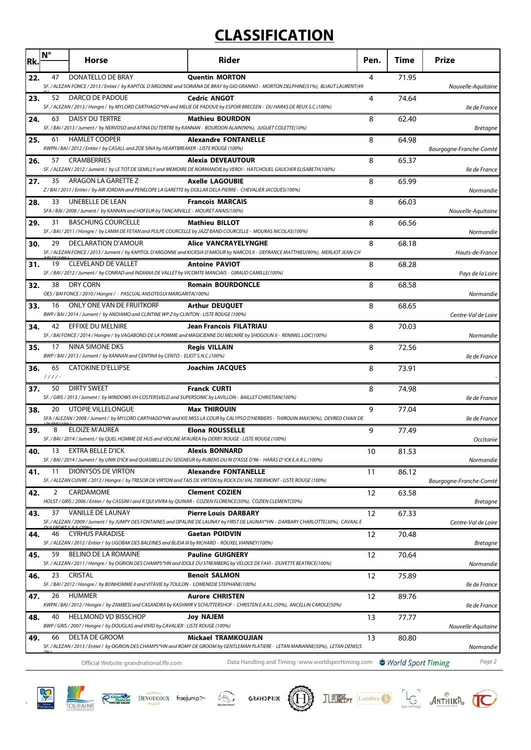# CLASSIFICATION

| Rk. | N° | Horse | Rider | Pen. | Time | Prize |
|---|---|---|---|---|---|---|
| 22. | 47 | DONATELLO DE BRAY<br>*SF. / ALEZAN FONCE / 2013 / Entier / by KAPITOL D'ARGONNE and SORIANA DE BRAY by GIO GRANNO - MORTON DELPHINE(51%), BLIAUT LAURENT(49* | **Quentin MORTON** | 4 | 71.95 | *Nouvelle-Aquitaine* |
| 23. | 52 | DARCO DE PADOUE<br>*SF. / ALEZAN / 2013 / Hongre / by MYLORD CARTHAGO\*HN and MELIE DE PADOUE by ESPOIR BRECEEN - DU HARAS DE REUX S.C.(100%)* | **Cedric ANGOT** | 4 | 74.64 | *Ile de France* |
| 24. | 63 | DAISY DU TERTRE<br>*SF. / BAI / 2013 / Jument / by NERVOSO and ATINA DU TERTRE by KANNAN - BOURDON ALAIN(90%), JUGUET COLETTE(10%)* | **Mathieu BOURDON** | 8 | 62.40 | *Bretagne* |
| 25. | 61 | HAMLET COOPER<br>*KWPN / BAI / 2012 / Entier / by CASALL and ZOE SINA by HEARTBREAKER - LISTE ROUGE (100%)* | **Alexandre FONTANELLE** | 8 | 64.98 | *Bourgogne-Franche-Comté* |
| 26. | 57 | CRAMBERRIES<br>*SF. / ALEZAN / 2012 / Jument / by LE TOT DE SEMILLY and MEMOIRE DE NORMANDIE by VERDI - HATCHOUEL GAUCHER ELISABETH(100%)* | **Alexia DEVEAUTOUR** | 8 | 65.37 | *Ile de France* |
| 27. | 35 | ARAGON LA GARETTE Z<br>*Z / BAI / 2011 / Entier / by AIR JORDAN and PENELOPE LA GARETTE by DOLLAR DELA PIERRE - CHEVALIER JACQUES(100%)* | **Axelle LAGOUBIE** | 8 | 65.99 | *Normandie* |
| 28. | 33 | UNEBELLE DE LEAN<br>*SFA / BAI / 2008 / Jument / by KANNAN and HOFEUR by TANCARVILLE - MOURET ANAIS(100%)* | **Francois MARCAIS** | 8 | 66.03 | *Nouvelle-Aquitaine* |
| 29. | 31 | BASCHUNG COURCELLE<br>*SF. / BAI / 2011 / Hongre / by LAMM DE FETAN and PULPE COURCELLE by JAZZ BAND COURCELLE - MOURAS NICOLAS(100%)* | **Mathieu BILLOT** | 8 | 66.56 | *Normandie* |
| 30. | 29 | DECLARATION D'AMOUR<br>*SF. / ALEZAN FONCE / 2013 / Jument / by KAPITOL D'ARGONNE and KICKSIA D'AMOUR by NARCOS II - DEFRANCE MATTHIEU(90%), MERLIOT JEAN-CH* | **Alice VANCRAYELYNGHE** | 8 | 68.18 | *Hauts-de-France* |
| 31. | 19 | CLEVELAND DE VALLET<br>*SF. / BAI / 2012 / Jument / by CONRAD and INDIANA DE VALLET by VICOMTE MANCIAIS - GIRAUD CAMILLE(100%)* | **Antoine PAVIOT** | 8 | 68.28 | *Pays de la Loire* |
| 32. | 38 | DRY CORN<br>*OES / BAI FONCE / 2010 / Hongre / - PASCUAL ANSOTEGUI MARGARITA(100%)* | **Romain BOURDONCLE** | 8 | 68.58 | *Normandie* |
| 33. | 16 | ONLY ONE VAN DE FRUITKORF<br>*BWP / BAI / 2014 / Jument / by ANDIAMO and CLINTINE WP Z by CLINTON - LISTE ROUGE (100%)* | **Arthur DEUQUET** | 8 | 68.65 | *Centre-Val de Loire* |
| 34. | 42 | EFFIXE DU MELNIRE<br>*SF. / BAI FONCE / 2014 / Hongre / by VAGABOND DE LA POMME and MAGICIENNE DU MELNIRE by SHOGOUN II - RENIMEL LOIC(100%)* | **Jean Francois FILATRIAU** | 8 | 70.03 | *Normandie* |
| 35. | 17 | NINA SIMONE DKS<br>*BWP / BAI / 2013 / Jument / by KANNAN and CENTINA by CENTO - ELIOT S.N.C.(100%)* | **Regis VILLAIN** | 8 | 72.56 | *Ile de France* |
| 36. | 65 | CATOKINE D'ELLIPSE<br>*/ / / / -* | **Joachim JACQUES** | 8 | 73.91 | - |
| 37. | 50 | DIRTY SWEET<br>*SF. / GRIS / 2013 / Jument / by WINDOWS VH COSTERSVELD and SUPERSONIC by LAVILLON - BAILLET CHRISTIAN(100%)* | **Franck CURTI** | 8 | 74.98 | *Ile de France* |
| 38. | 20 | UTOPIE VILLELONGUE<br>*SFA / ALEZAN / 2008 / Jument / by MYLORD CARTHAGO\*HN and KIS MISS LA COUR by CALYPSO D'HERBIERS - THIROUIN MAX(90%), DEVRED CHAIX DE* | **Max THIROUIN** | 9 | 77.04 | *Ile de France* |
| 39. | 8 | ELOIZE M'AUREA<br>*SF. / BAI / 2014 / Jument / by QUEL HOMME DE HUS and VIOLINE M'AUREA by DERBY ROUGE - LISTE ROUGE (100%)* | **Elona ROUSSELLE** | 9 | 77.49 | *Occitanie* |
| 40. | 13 | EXTRA BELLE D'ICK<br>*SF. / BAI / 2014 / Jument / by UNIK D'ICK and QUASIBELLE DU SEIGNEUR by RUBENS DU RI D'ASSE D'96 - HARAS D' ICK E.A.R.L.(100%)* | **Alexis BONNARD** | 10 | 81.53 | *Normandie* |
| 41. | 11 | DIONYSOS DE VIRTON<br>*SF. / ALEZAN CUIVRE / 2013 / Hongre / by TRESOR DE VIRTON and TAIS DE VIRTON by ROCK DU VAL TIBERMONT - LISTE ROUGE (100%)* | **Alexandre FONTANELLE** | 11 | 86.12 | *Bourgogne-Franche-Comté* |
| 42. | 2 | CARDAMOME<br>*HOLST / GRIS / 2006 / Entier / by CASSINI I and R QUI VIVRA by QUINAR - COZIEN FLORENCE(50%), COZIEN CLEMENT(50%)* | **Clement COZIEN** | 12 | 63.58 | *Bretagne* |
| 43. | 37 | VANILLE DE LAUNAY<br>*SF. / ALEZAN / 2009 / Jument / by JUMPY DES FONTAINES and OPALINE DE LAUNAY by FIRST DE LAUNAY\*HN - DARBARY CHARLOTTE(30%), CAVAAL E* | **Pierre Louis DARBARY** | 12 | 67.33 | *Centre-Val de Loire* |
| 44. | 46 | CYRHUS PARADISE<br>*SF. / ALEZAN / 2012 / Entier / by UGOBAK DES BALEINES and BLIDA III by RICHARD - ROUXEL VIANNEY(100%)* | **Gaetan POIDVIN** | 12 | 70.48 | *Bretagne* |
| 45. | 59 | BELINO DE LA ROMAINE<br>*SF. / ALEZAN / 2011 / Hongre / by OGRION DES CHAMPS\*HN and IDOLE DU STREMBERG by VELOCE DE FAVI - DUVETTE BEATRICE(100%)* | **Pauline GUIGNERY** | 12 | 70.64 | *Normandie* |
| 46. | 23 | CRISTAL<br>*SF. / BAI / 2012 / Hongre / by BONHOMME II and VITAVIE by TOULON - LOMENEDE STEPHANE(100%)* | **Benoit SALMON** | 12 | 75.89 | *Ile de France* |
| 47. | 26 | HUMMER<br>*KWPN / BAI / 2012 / Hongre / by ZAMBESI and CASANDRA by KASHMIR V SCHUTTERSHOF - CHRISTEN E.A.R.L.(50%), ANCELLIN CAROLE(50%)* | **Aurore CHRISTEN** | 12 | 89.76 | *Ile de France* |
| 48. | 40 | HELLMOND VD BISSCHOP<br>*BWP / GRIS / 2007 / Hongre / by DOUGLAS and VIVID by CAVALIER - LISTE ROUGE (100%)* | **Joy NAJEM** | 13 | 77.77 | *Nouvelle-Aquitaine* |
| 49. | 66 | DELTA DE GROOM<br>*SF. / ALEZAN / 2013 / Entier / by OGRION DES CHAMPS\*HN and ROMY DE GROOM by GENTLEMAN PLATIERE - LETAN MARIANNE(50%), LETAN DENIS(5* | **Mickael TRAMKOUJIAN** | 13 | 80.80 | *Normandie* |

Official Website: grandnational.ffe.com — Data Handling and Timing : www.worldsporttiming.com — World Sport Timing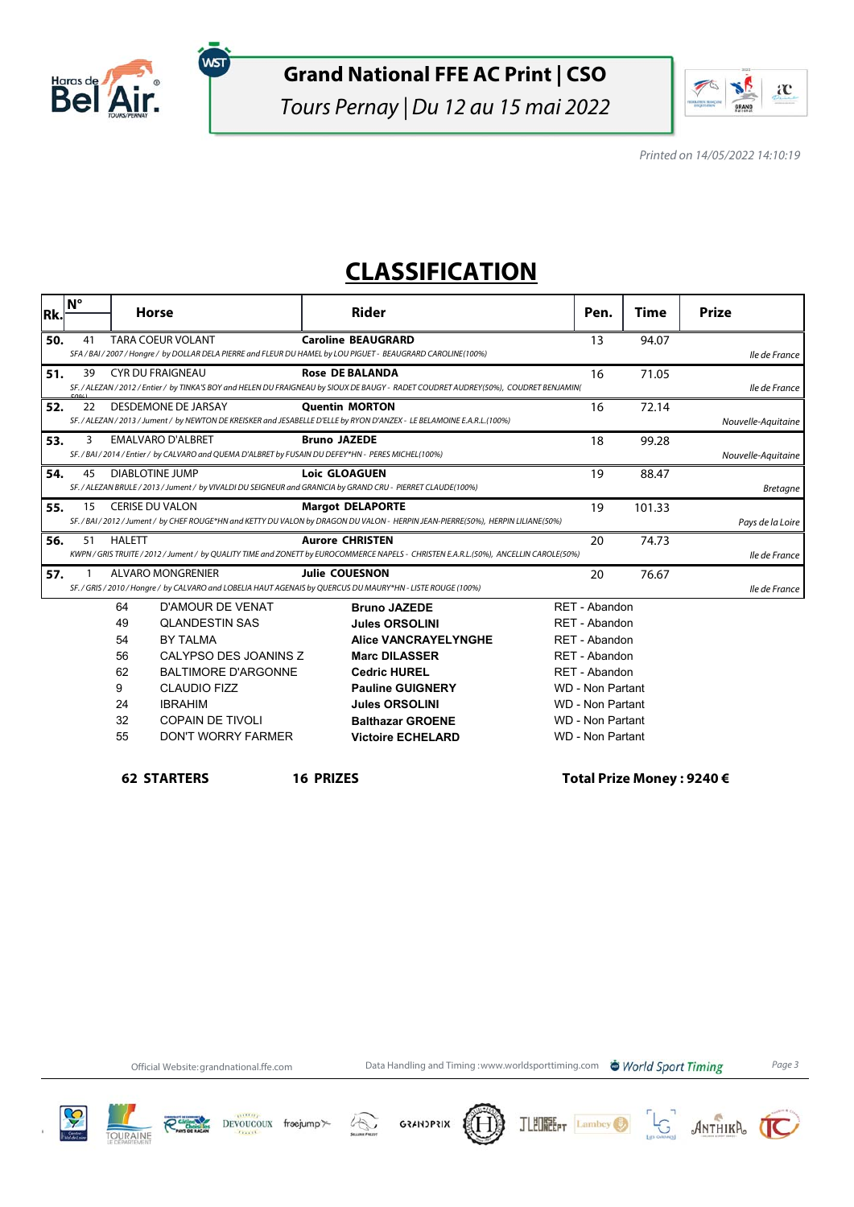# Grand National FFE AC Print | CSO

*Tours Pernay | Du 12 au 15 mai 2022*

*Printed on 14/05/2022 14:10:19*

## CLASSIFICATION

| Rk. | N° | Horse | Rider | Pen. | Time | Prize |
|---|---|---|---|---|---|---|
| **50.** | 41 | TARA COEUR VOLANT<br>*SFA / BAI / 2007 / Hongre / by DOLLAR DELA PIERRE and FLEUR DU HAMEL by LOU PIGUET - BEAUGRARD CAROLINE(100%)* | **Caroline BEAUGRARD** | 13 | 94.07 | *Ile de France* |
| **51.** | 39 | CYR DU FRAIGNEAU<br>*SF. / ALEZAN / 2012 / Entier / by TINKA'S BOY and HELEN DU FRAIGNEAU by SIOUX DE BAUGY - RADET COUDRET AUDREY(50%), COUDRET BENJAMIN(50%)* | **Rose DE BALANDA** | 16 | 71.05 | *Ile de France* |
| **52.** | 22 | DESDEMONE DE JARSAY<br>*SF. / ALEZAN / 2013 / Jument / by NEWTON DE KREISKER and JESABELLE D'ELLE by RYON D'ANZEX - LE BELAMOINE E.A.R.L.(100%)* | **Quentin MORTON** | 16 | 72.14 | *Nouvelle-Aquitaine* |
| **53.** | 3 | EMALVARO D'ALBRET<br>*SF. / BAI / 2014 / Entier / by CALVARO and QUEMA D'ALBRET by FUSAIN DU DEFEY\*HN - PERES MICHEL(100%)* | **Bruno JAZEDE** | 18 | 99.28 | *Nouvelle-Aquitaine* |
| **54.** | 45 | DIABLOTINE JUMP<br>*SF. / ALEZAN BRULE / 2013 / Jument / by VIVALDI DU SEIGNEUR and GRANICIA by GRAND CRU - PIERRET CLAUDE(100%)* | **Loic GLOAGUEN** | 19 | 88.47 | *Bretagne* |
| **55.** | 15 | CERISE DU VALON<br>*SF. / BAI / 2012 / Jument / by CHEF ROUGE\*HN and KETTY DU VALON by DRAGON DU VALON - HERPIN JEAN-PIERRE(50%), HERPIN LILIANE(50%)* | **Margot DELAPORTE** | 19 | 101.33 | *Pays de la Loire* |
| **56.** | 51 | HALETT<br>*KWPN / GRIS TRUITE / 2012 / Jument / by QUALITY TIME and ZONETT by EUROCOMMERCE NAPELS - CHRISTEN E.A.R.L.(50%), ANCELLIN CAROLE(50%)* | **Aurore CHRISTEN** | 20 | 74.73 | *Ile de France* |
| **57.** | 1 | ALVARO MONGRENIER<br>*SF. / GRIS / 2010 / Hongre / by CALVARO and LOBELIA HAUT AGENAIS by QUERCUS DU MAURY\*HN - LISTE ROUGE (100%)* | **Julie COUESNON** | 20 | 76.67 | *Ile de France* |

| N° | Horse | Rider | Status |
|---|---|---|---|
| 64 | D'AMOUR DE VENAT | **Bruno JAZEDE** | RET - Abandon |
| 49 | QLANDESTIN SAS | **Jules ORSOLINI** | RET - Abandon |
| 54 | BY TALMA | **Alice VANCRAYELYNGHE** | RET - Abandon |
| 56 | CALYPSO DES JOANINS Z | **Marc DILASSER** | RET - Abandon |
| 62 | BALTIMORE D'ARGONNE | **Cedric HUREL** | RET - Abandon |
| 9 | CLAUDIO FIZZ | **Pauline GUIGNERY** | WD - Non Partant |
| 24 | IBRAHIM | **Jules ORSOLINI** | WD - Non Partant |
| 32 | COPAIN DE TIVOLI | **Balthazar GROENE** | WD - Non Partant |
| 55 | DON'T WORRY FARMER | **Victoire ECHELARD** | WD - Non Partant |

**62 STARTERS** | **16 PRIZES** | **Total Prize Money : 9240 €**

Official Website: grandnational.ffe.com | Data Handling and Timing : www.worldsporttiming.com | World Sport Timing